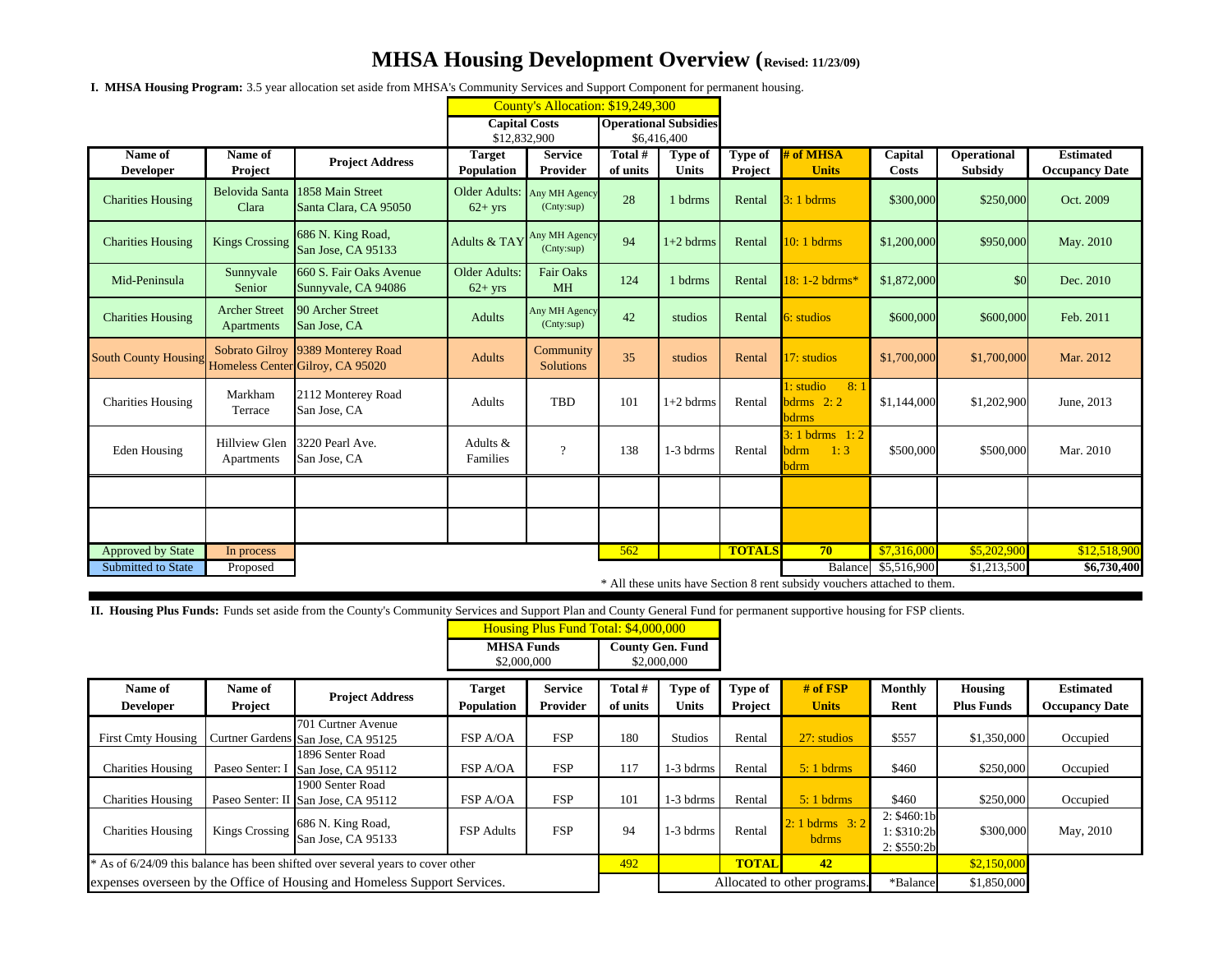# MHSA Housing Development Overview (Revised: 11/23/09)

**I. MHSA Housing Program:** 3.5 year allocation set aside from MHSA's Community Services and Support Component for permanent housing.

| | | | County's Allocation: $19,249,300 | | | | | | | | |
|---|---|---|---|---|---|---|---|---|---|---|---|
| | | | Capital Costs $12,832,900 | | Operational Subsidies $6,416,400 | | | | | | |
| **Name of Developer** | **Name of Project** | **Project Address** | **Target Population** | **Service Provider** | **Total # of units** | **Type of Units** | **Type of Project** | **# of MHSA Units** | **Capital Costs** | **Operational Subsidy** | **Estimated Occupancy Date** |
| Charities Housing | Belovida Santa Clara | 1858 Main Street Santa Clara, CA 95050 | Older Adults: 62+ yrs | Any MH Agency (Cnty:sup) | 28 | 1 bdrms | Rental | 3: 1 bdrms | $300,000 | $250,000 | Oct. 2009 |
| Charities Housing | Kings Crossing | 686 N. King Road, San Jose, CA 95133 | Adults & TAY | Any MH Agency (Cnty:sup) | 94 | 1+2 bdrms | Rental | 10: 1 bdrms | $1,200,000 | $950,000 | May. 2010 |
| Mid-Peninsula | Sunnyvale Senior | 660 S. Fair Oaks Avenue Sunnyvale, CA 94086 | Older Adults: 62+ yrs | Fair Oaks MH | 124 | 1 bdrms | Rental | 18: 1-2 bdrms* | $1,872,000 | $0 | Dec. 2010 |
| Charities Housing | Archer Street Apartments | 90 Archer Street San Jose, CA | Adults | Any MH Agency (Cnty:sup) | 42 | studios | Rental | 6: studios | $600,000 | $600,000 | Feb. 2011 |
| South County Housing | Sobrato Gilroy Homeless Center | 9389 Monterey Road Gilroy, CA 95020 | Adults | Community Solutions | 35 | studios | Rental | 17: studios | $1,700,000 | $1,700,000 | Mar. 2012 |
| Charities Housing | Markham Terrace | 2112 Monterey Road San Jose, CA | Adults | TBD | 101 | 1+2 bdrms | Rental | 1: studio 8: 1 bdrms 2: 2 bdrms | $1,144,000 | $1,202,900 | June, 2013 |
| Eden Housing | Hillview Glen Apartments | 3220 Pearl Ave. San Jose, CA | Adults & Families | ? | 138 | 1-3 bdrms | Rental | 3: 1 bdrms 1: 2 bdrm 1: 3 bdrm | $500,000 | $500,000 | Mar. 2010 |
| | | | | | | | | | | | |
| | | | | | | | | | | | |
| Approved by State | In process | | | | 562 | | **TOTALS** | **70** | $7,316,000 | $5,202,900 | $12,518,900 |
| Submitted to State | Proposed | | | | | | | Balance | $5,516,900 | $1,213,500 | **$6,730,400** |

\* All these units have Section 8 rent subsidy vouchers attached to them.

**II. Housing Plus Funds:** Funds set aside from the County's Community Services and Support Plan and County General Fund for permanent supportive housing for FSP clients.

| | | | Housing Plus Fund Total: $4,000,000 | | | | | | | | |
|---|---|---|---|---|---|---|---|---|---|---|---|
| | | | MHSA Funds $2,000,000 | | County Gen. Fund $2,000,000 | | | | | | |
| **Name of Developer** | **Name of Project** | **Project Address** | **Target Population** | **Service Provider** | **Total # of units** | **Type of Units** | **Type of Project** | **# of FSP Units** | **Monthly Rent** | **Housing Plus Funds** | **Estimated Occupancy Date** |
| First Cmty Housing | Curtner Gardens | 701 Curtner Avenue San Jose, CA 95125 | FSP A/OA | FSP | 180 | Studios | Rental | 27: studios | $557 | $1,350,000 | Occupied |
| Charities Housing | Paseo Senter: I | 1896 Senter Road San Jose, CA 95112 | FSP A/OA | FSP | 117 | 1-3 bdrms | Rental | 5: 1 bdrms | $460 | $250,000 | Occupied |
| Charities Housing | Paseo Senter: II | 1900 Senter Road San Jose, CA 95112 | FSP A/OA | FSP | 101 | 1-3 bdrms | Rental | 5: 1 bdrms | $460 | $250,000 | Occupied |
| Charities Housing | Kings Crossing | 686 N. King Road, San Jose, CA 95133 | FSP Adults | FSP | 94 | 1-3 bdrms | Rental | 2: 1 bdrms 3: 2 bdrms | 2: $460:1b 1: $310:2b 2: $550:2b | $300,000 | May, 2010 |
| \* As of 6/24/09 this balance has been shifted over several years to cover other expenses overseen by the Office of Housing and Homeless Support Services. | | | | | 492 | | **TOTAL** | **42** | | $2,150,000 | |
| | | | | | | Allocated to other programs. | | | *Balance | $1,850,000 | |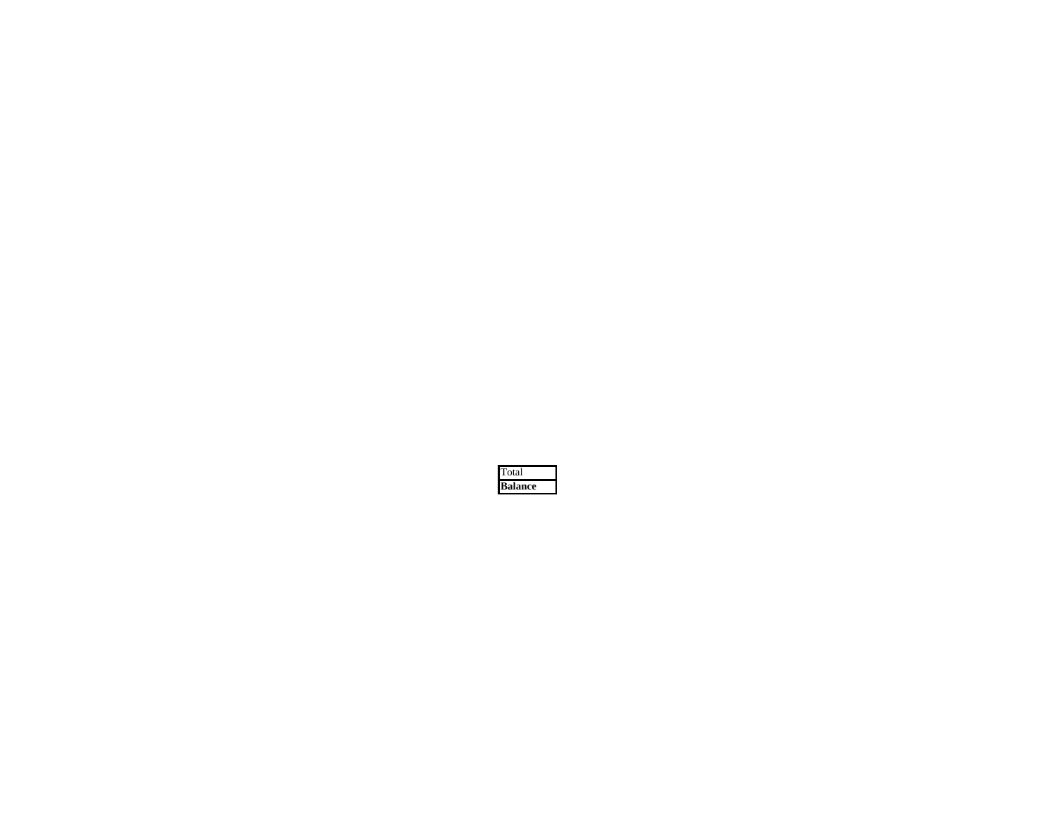| |
|---|
| Total |
| **Balance** |